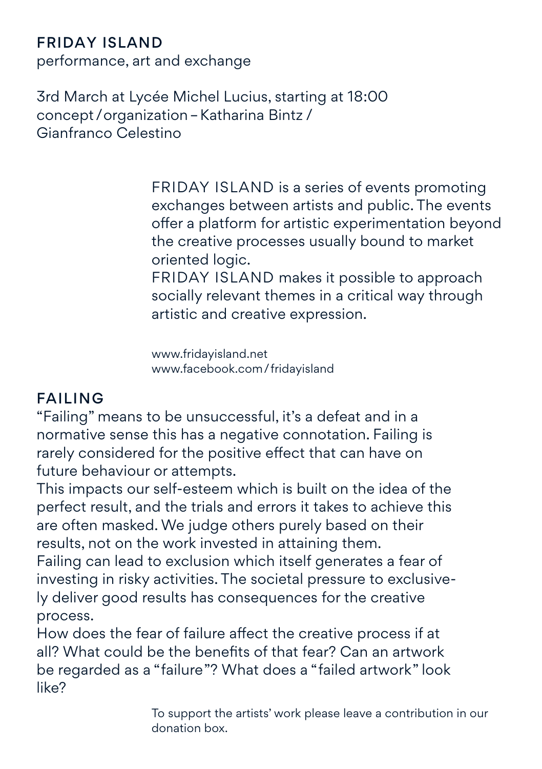## FRIDAY ISLAND

performance, art and exchange

3rd March at Lycée Michel Lucius, starting at 18:00
concept / organization – Katharina Bintz / Gianfranco Celestino

FRIDAY ISLAND is a series of events promoting exchanges between artists and public. The events offer a platform for artistic experimentation beyond the creative processes usually bound to market oriented logic.
FRIDAY ISLAND makes it possible to approach socially relevant themes in a critical way through artistic and creative expression.

www.fridayisland.net
www.facebook.com / fridayisland

## FAILING

"Failing" means to be unsuccessful, it's a defeat and in a normative sense this has a negative connotation. Failing is rarely considered for the positive effect that can have on future behaviour or attempts.
This impacts our self-esteem which is built on the idea of the perfect result, and the trials and errors it takes to achieve this are often masked. We judge others purely based on their results, not on the work invested in attaining them.
Failing can lead to exclusion which itself generates a fear of investing in risky activities. The societal pressure to exclusively deliver good results has consequences for the creative process.
How does the fear of failure affect the creative process if at all? What could be the benefits of that fear? Can an artwork be regarded as a "failure"? What does a "failed artwork" look like?

To support the artists' work please leave a contribution in our donation box.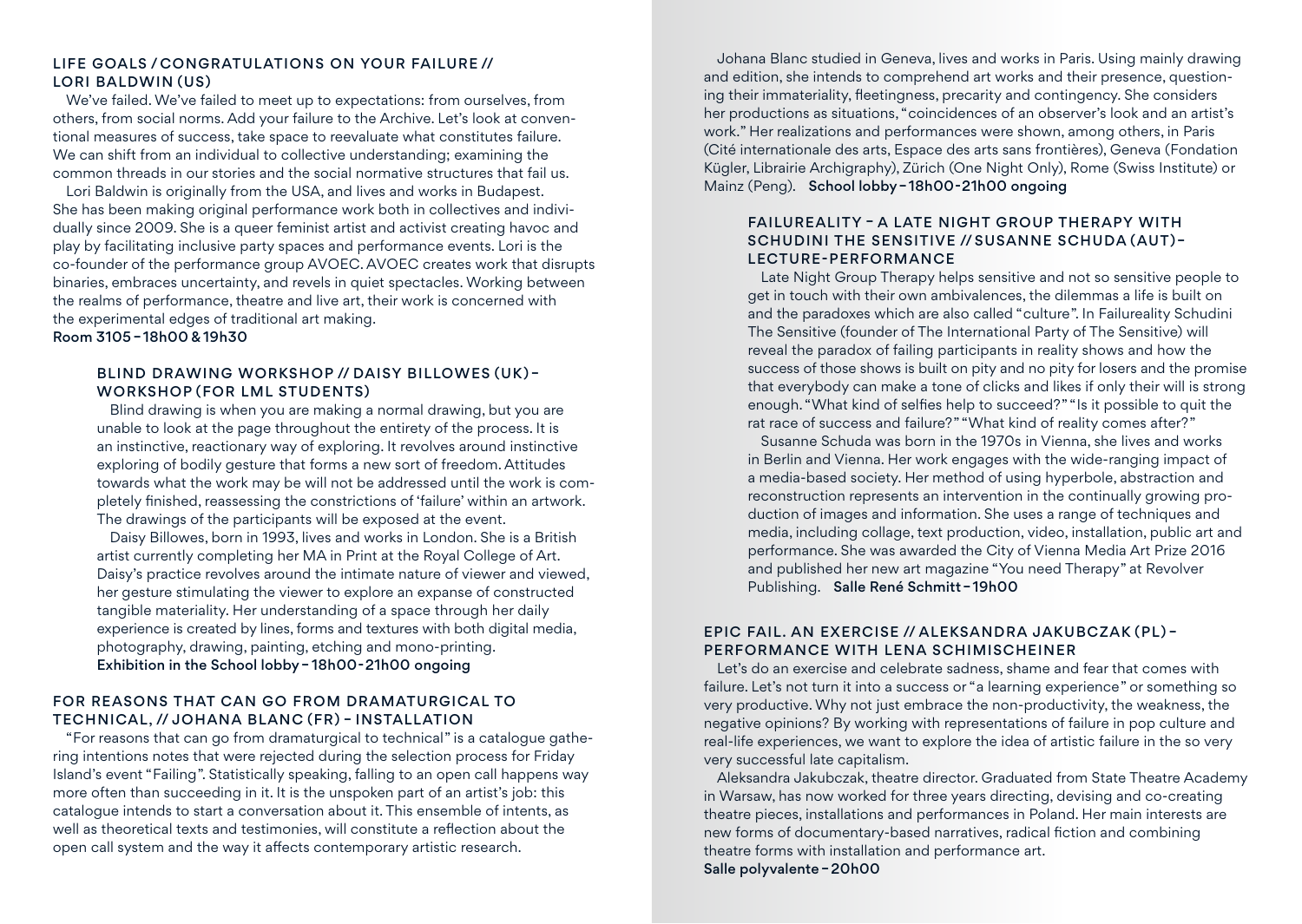### LIFE GOALS / CONGRATULATIONS ON YOUR FAILURE // LORI BALDWIN (US)

We've failed. We've failed to meet up to expectations: from ourselves, from others, from social norms. Add your failure to the Archive. Let's look at conventional measures of success, take space to reevaluate what constitutes failure. We can shift from an individual to collective understanding; examining the common threads in our stories and the social normative structures that fail us.

Lori Baldwin is originally from the USA, and lives and works in Budapest. She has been making original performance work both in collectives and individually since 2009. She is a queer feminist artist and activist creating havoc and play by facilitating inclusive party spaces and performance events. Lori is the co-founder of the performance group AVOEC. AVOEC creates work that disrupts binaries, embraces uncertainty, and revels in quiet spectacles. Working between the realms of performance, theatre and live art, their work is concerned with the experimental edges of traditional art making.

**Room 3105 – 18h00 & 19h30**

#### BLIND DRAWING WORKSHOP // DAISY BILLOWES (UK) – WORKSHOP (FOR LML STUDENTS)

Blind drawing is when you are making a normal drawing, but you are unable to look at the page throughout the entirety of the process. It is an instinctive, reactionary way of exploring. It revolves around instinctive exploring of bodily gesture that forms a new sort of freedom. Attitudes towards what the work may be will not be addressed until the work is completely finished, reassessing the constrictions of 'failure' within an artwork. The drawings of the participants will be exposed at the event.

Daisy Billowes, born in 1993, lives and works in London. She is a British artist currently completing her MA in Print at the Royal College of Art. Daisy's practice revolves around the intimate nature of viewer and viewed, her gesture stimulating the viewer to explore an expanse of constructed tangible materiality. Her understanding of a space through her daily experience is created by lines, forms and textures with both digital media, photography, drawing, painting, etching and mono-printing.

**Exhibition in the School lobby – 18h00-21h00 ongoing**

### FOR REASONS THAT CAN GO FROM DRAMATURGICAL TO TECHNICAL, // JOHANA BLANC (FR) – INSTALLATION

"For reasons that can go from dramaturgical to technical" is a catalogue gathering intentions notes that were rejected during the selection process for Friday Island's event "Failing". Statistically speaking, falling to an open call happens way more often than succeeding in it. It is the unspoken part of an artist's job: this catalogue intends to start a conversation about it. This ensemble of intents, as well as theoretical texts and testimonies, will constitute a reflection about the open call system and the way it affects contemporary artistic research.

Johana Blanc studied in Geneva, lives and works in Paris. Using mainly drawing and edition, she intends to comprehend art works and their presence, questioning their immateriality, fleetingness, precarity and contingency. She considers her productions as situations, "coincidences of an observer's look and an artist's work." Her realizations and performances were shown, among others, in Paris (Cité internationale des arts, Espace des arts sans frontières), Geneva (Fondation Kügler, Librairie Archigraphy), Zürich (One Night Only), Rome (Swiss Institute) or Mainz (Peng). **School lobby – 18h00-21h00 ongoing**

#### FAILUREALITY – A LATE NIGHT GROUP THERAPY WITH SCHUDINI THE SENSITIVE // SUSANNE SCHUDA (AUT) – LECTURE-PERFORMANCE

Late Night Group Therapy helps sensitive and not so sensitive people to get in touch with their own ambivalences, the dilemmas a life is built on and the paradoxes which are also called "culture". In Failureality Schudini The Sensitive (founder of The International Party of The Sensitive) will reveal the paradox of failing participants in reality shows and how the success of those shows is built on pity and no pity for losers and the promise that everybody can make a tone of clicks and likes if only their will is strong enough. "What kind of selfies help to succeed?" "Is it possible to quit the rat race of success and failure?" "What kind of reality comes after?"

Susanne Schuda was born in the 1970s in Vienna, she lives and works in Berlin and Vienna. Her work engages with the wide-ranging impact of a media-based society. Her method of using hyperbole, abstraction and reconstruction represents an intervention in the continually growing production of images and information. She uses a range of techniques and media, including collage, text production, video, installation, public art and performance. She was awarded the City of Vienna Media Art Prize 2016 and published her new art magazine "You need Therapy" at Revolver Publishing. **Salle René Schmitt – 19h00**

### EPIC FAIL. AN EXERCISE // ALEKSANDRA JAKUBCZAK (PL) – PERFORMANCE WITH LENA SCHIMISCHEINER

Let's do an exercise and celebrate sadness, shame and fear that comes with failure. Let's not turn it into a success or "a learning experience" or something so very productive. Why not just embrace the non-productivity, the weakness, the negative opinions? By working with representations of failure in pop culture and real-life experiences, we want to explore the idea of artistic failure in the so very very successful late capitalism.

Aleksandra Jakubczak, theatre director. Graduated from State Theatre Academy in Warsaw, has now worked for three years directing, devising and co-creating theatre pieces, installations and performances in Poland. Her main interests are new forms of documentary-based narratives, radical fiction and combining theatre forms with installation and performance art.

**Salle polyvalente – 20h00**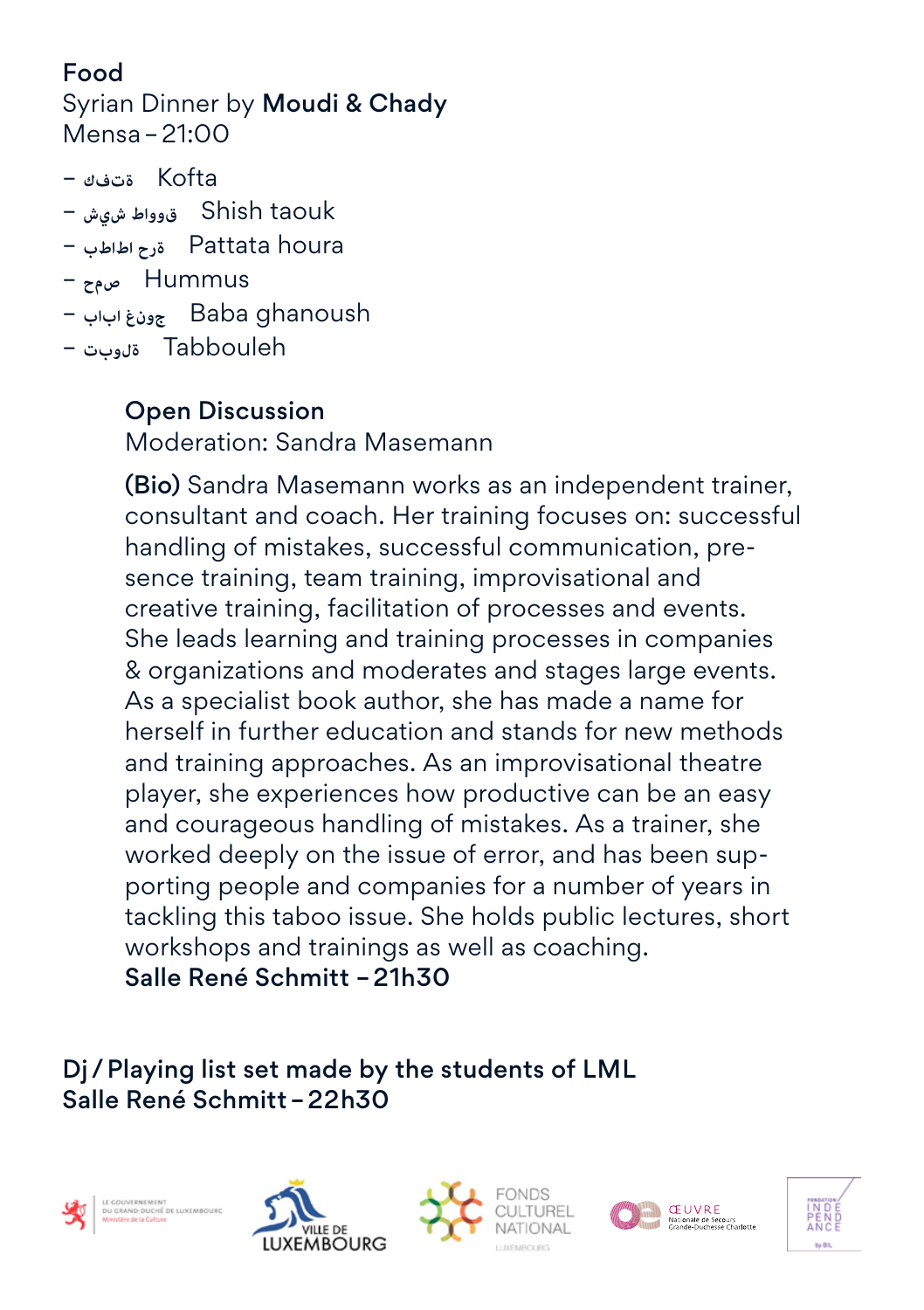## Food

Syrian Dinner by **Moudi & Chady**
Mensa – 21:00

- ةتفك Kofta
- قووط شيش Shish taouk
- ةرح اطاطب Pattata houra
- صمح Hummus
- جونغ اباب Baba ghanoush
- ةلوبت Tabbouleh

## Open Discussion

Moderation: Sandra Masemann

**(Bio)** Sandra Masemann works as an independent trainer, consultant and coach. Her training focuses on: successful handling of mistakes, successful communication, presence training, team training, improvisational and creative training, facilitation of processes and events. She leads learning and training processes in companies & organizations and moderates and stages large events. As a specialist book author, she has made a name for herself in further education and stands for new methods and training approaches. As an improvisational theatre player, she experiences how productive can be an easy and courageous handling of mistakes. As a trainer, she worked deeply on the issue of error, and has been supporting people and companies for a number of years in tackling this taboo issue. She holds public lectures, short workshops and trainings as well as coaching.

**Salle René Schmitt – 21h30**

## Dj / Playing list set made by the students of LML

**Salle René Schmitt – 22h30**

LE GOUVERNEMENT DU GRAND-DUCHÉ DE LUXEMBOURG
Ministère de la Culture

VILLE DE LUXEMBOURG

FONDS CULTUREL NATIONAL
LUXEMBOURG

ŒUVRE Nationale de Secours Grande-Duchesse Charlotte

FONDATION INDÉPENDANCE by BIL